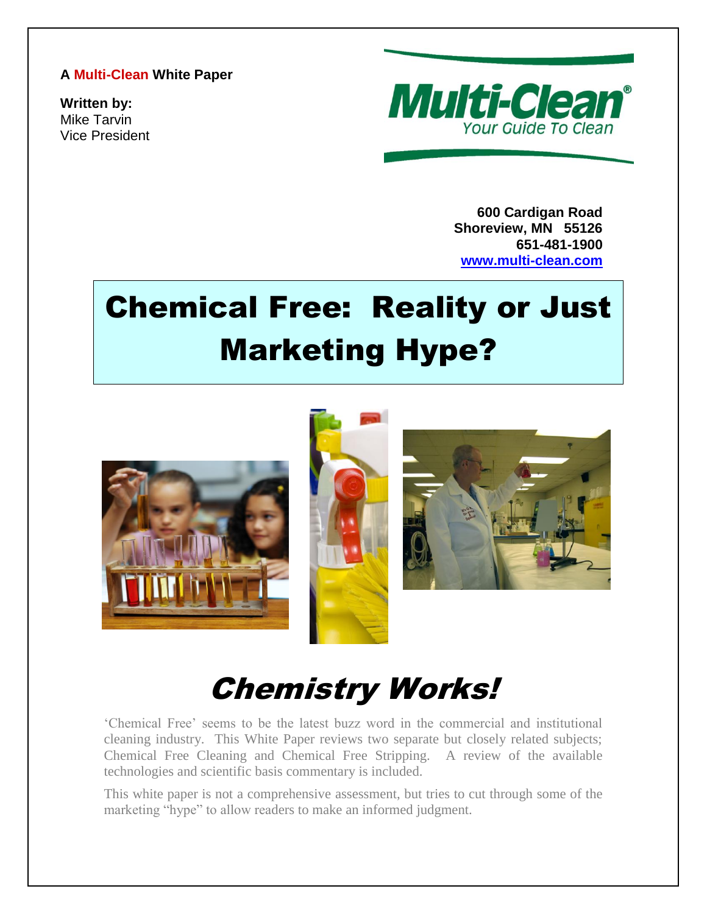**A Multi-Clean White Paper**

**Written by:**
Mike Tarvin
Vice President

Multi-Clean®
Your Guide To Clean

**600 Cardigan Road**
**Shoreview, MN 55126**
**651-481-1900**
**www.multi-clean.com**

# Chemical Free: Reality or Just Marketing Hype?

## *Chemistry Works!*

'Chemical Free' seems to be the latest buzz word in the commercial and institutional cleaning industry. This White Paper reviews two separate but closely related subjects; Chemical Free Cleaning and Chemical Free Stripping. A review of the available technologies and scientific basis commentary is included.

This white paper is not a comprehensive assessment, but tries to cut through some of the marketing "hype" to allow readers to make an informed judgment.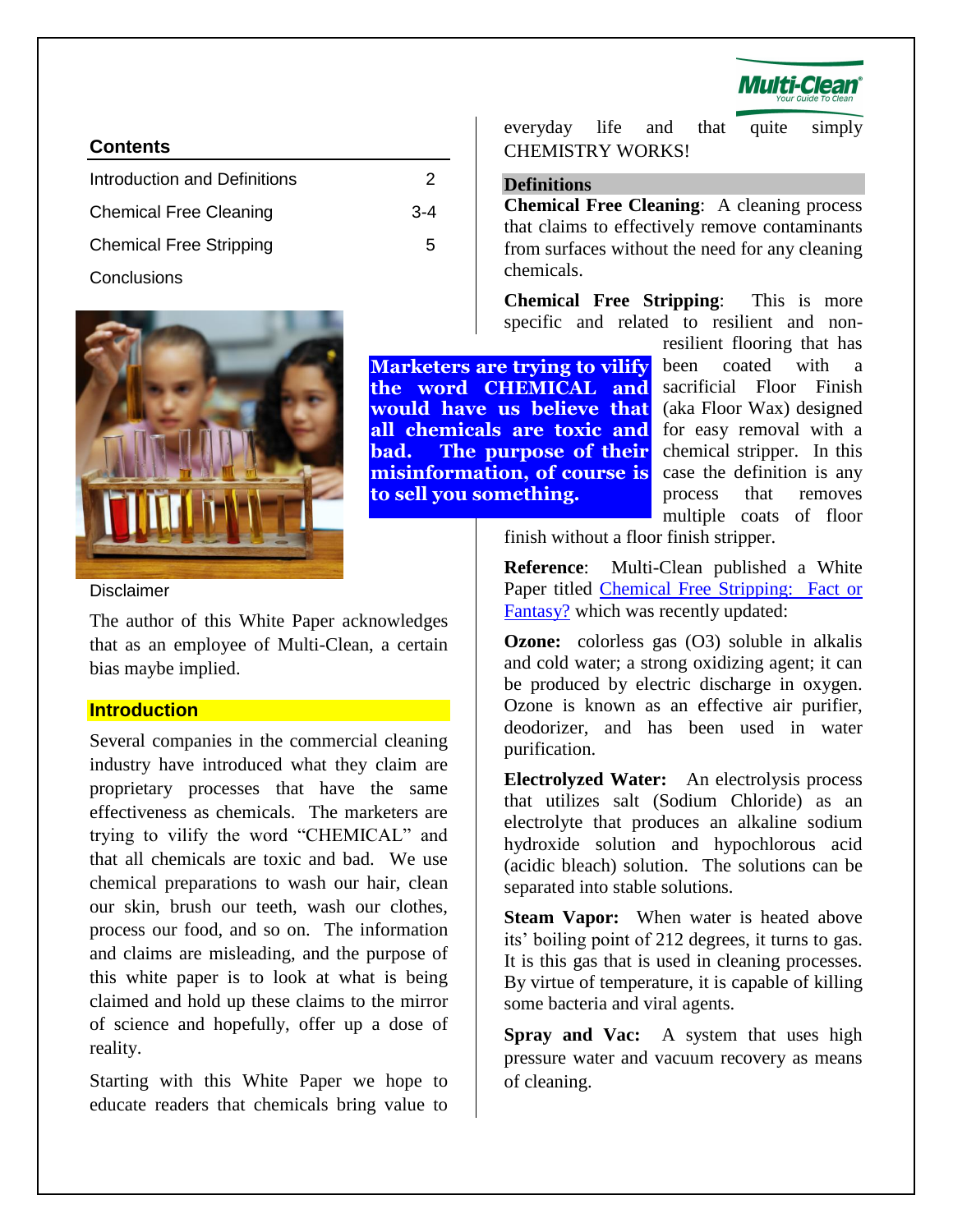## Contents

| | |
|---|---|
| Introduction and Definitions | 2 |
| Chemical Free Cleaning | 3-4 |
| Chemical Free Stripping | 5 |
| Conclusions | |

Disclaimer

The author of this White Paper acknowledges that as an employee of Multi-Clean, a certain bias maybe implied.

## Introduction

Several companies in the commercial cleaning industry have introduced what they claim are proprietary processes that have the same effectiveness as chemicals. The marketers are trying to vilify the word "CHEMICAL" and that all chemicals are toxic and bad. We use chemical preparations to wash our hair, clean our skin, brush our teeth, wash our clothes, process our food, and so on. The information and claims are misleading, and the purpose of this white paper is to look at what is being claimed and hold up these claims to the mirror of science and hopefully, offer up a dose of reality.

Starting with this White Paper we hope to educate readers that chemicals bring value to everyday life and that quite simply CHEMISTRY WORKS!

**Marketers are trying to vilify the word CHEMICAL and would have us believe that all chemicals are toxic and bad. The purpose of their misinformation, of course is to sell you something.**

## Definitions

**Chemical Free Cleaning**: A cleaning process that claims to effectively remove contaminants from surfaces without the need for any cleaning chemicals.

**Chemical Free Stripping**: This is more specific and related to resilient and non-resilient flooring that has been coated with a sacrificial Floor Finish (aka Floor Wax) designed for easy removal with a chemical stripper. In this case the definition is any process that removes multiple coats of floor finish without a floor finish stripper.

**Reference**: Multi-Clean published a White Paper titled Chemical Free Stripping: Fact or Fantasy? which was recently updated:

**Ozone:** colorless gas (O3) soluble in alkalis and cold water; a strong oxidizing agent; it can be produced by electric discharge in oxygen. Ozone is known as an effective air purifier, deodorizer, and has been used in water purification.

**Electrolyzed Water:** An electrolysis process that utilizes salt (Sodium Chloride) as an electrolyte that produces an alkaline sodium hydroxide solution and hypochlorous acid (acidic bleach) solution. The solutions can be separated into stable solutions.

**Steam Vapor:** When water is heated above its' boiling point of 212 degrees, it turns to gas. It is this gas that is used in cleaning processes. By virtue of temperature, it is capable of killing some bacteria and viral agents.

**Spray and Vac:** A system that uses high pressure water and vacuum recovery as means of cleaning.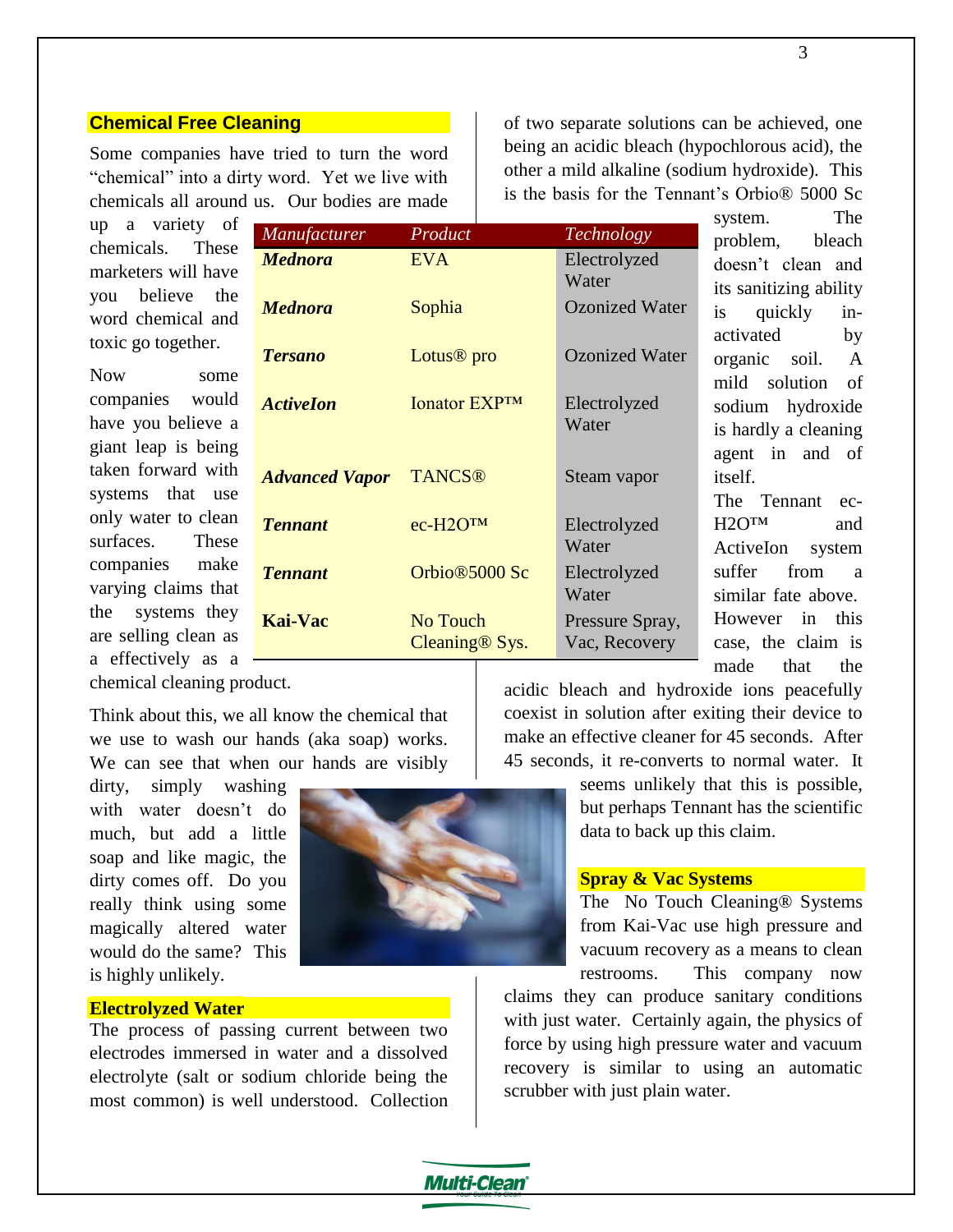## Chemical Free Cleaning

Some companies have tried to turn the word "chemical" into a dirty word. Yet we live with chemicals all around us. Our bodies are made up a variety of chemicals. These marketers will have you believe the word chemical and toxic go together.

Now some companies would have you believe a giant leap is being taken forward with systems that use only water to clean surfaces. These companies make varying claims that the systems they are selling clean as a effectively as a chemical cleaning product.

| *Manufacturer* | *Product* | *Technology* |
|---|---|---|
| ***Mednora*** | EVA | Electrolyzed Water |
| ***Mednora*** | Sophia | Ozonized Water |
| ***Tersano*** | Lotus® pro | Ozonized Water |
| ***ActiveIon*** | Ionator EXP™ | Electrolyzed Water |
| ***Advanced Vapor*** | TANCS® | Steam vapor |
| ***Tennant*** | ec-H2O™ | Electrolyzed Water |
| ***Tennant*** | Orbio®5000 Sc | Electrolyzed Water |
| **Kai-Vac** | No Touch Cleaning® Sys. | Pressure Spray, Vac, Recovery |

Think about this, we all know the chemical that we use to wash our hands (aka soap) works. We can see that when our hands are visibly dirty, simply washing with water doesn't do much, but add a little soap and like magic, the dirty comes off. Do you really think using some magically altered water would do the same? This is highly unlikely.

## Electrolyzed Water

The process of passing current between two electrodes immersed in water and a dissolved electrolyte (salt or sodium chloride being the most common) is well understood. Collection of two separate solutions can be achieved, one being an acidic bleach (hypochlorous acid), the other a mild alkaline (sodium hydroxide). This is the basis for the Tennant's Orbio® 5000 Sc system. The problem, bleach doesn't clean and its sanitizing ability is quickly in-activated by organic soil. A mild solution of sodium hydroxide is hardly a cleaning agent in and of itself.

The Tennant ec-H2O™ and ActiveIon system suffer from a similar fate above. However in this case, the claim is made that the acidic bleach and hydroxide ions peacefully coexist in solution after exiting their device to make an effective cleaner for 45 seconds. After 45 seconds, it re-converts to normal water. It seems unlikely that this is possible, but perhaps Tennant has the scientific data to back up this claim.

## Spray & Vac Systems

The No Touch Cleaning® Systems from Kai-Vac use high pressure and vacuum recovery as a means to clean restrooms. This company now claims they can produce sanitary conditions with just water. Certainly again, the physics of force by using high pressure water and vacuum recovery is similar to using an automatic scrubber with just plain water.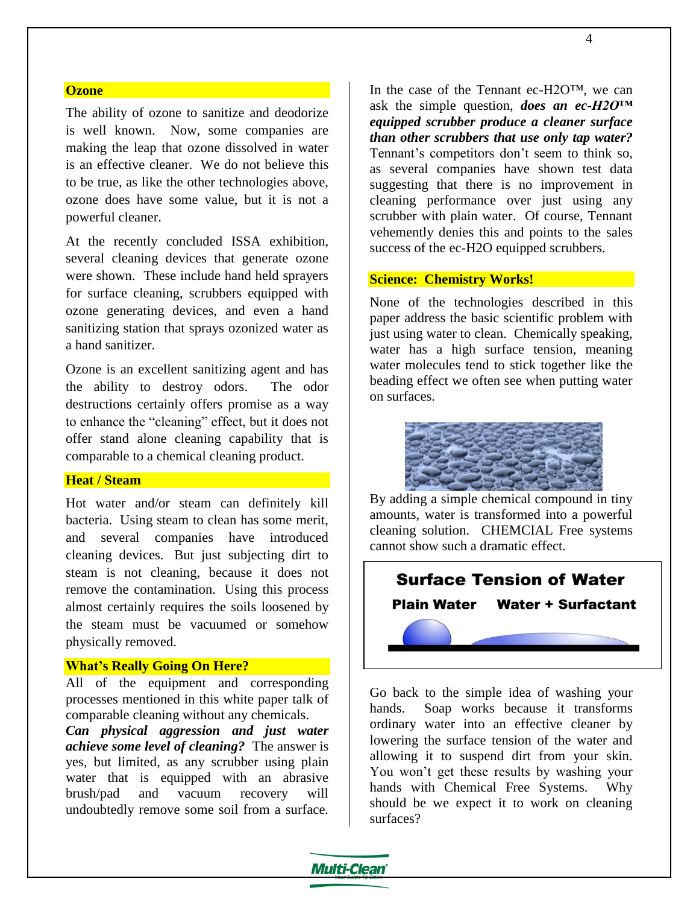## Ozone

The ability of ozone to sanitize and deodorize is well known. Now, some companies are making the leap that ozone dissolved in water is an effective cleaner. We do not believe this to be true, as like the other technologies above, ozone does have some value, but it is not a powerful cleaner.

At the recently concluded ISSA exhibition, several cleaning devices that generate ozone were shown. These include hand held sprayers for surface cleaning, scrubbers equipped with ozone generating devices, and even a hand sanitizing station that sprays ozonized water as a hand sanitizer.

Ozone is an excellent sanitizing agent and has the ability to destroy odors. The odor destructions certainly offers promise as a way to enhance the "cleaning" effect, but it does not offer stand alone cleaning capability that is comparable to a chemical cleaning product.

## Heat / Steam

Hot water and/or steam can definitely kill bacteria. Using steam to clean has some merit, and several companies have introduced cleaning devices. But just subjecting dirt to steam is not cleaning, because it does not remove the contamination. Using this process almost certainly requires the soils loosened by the steam must be vacuumed or somehow physically removed.

## What's Really Going On Here?

All of the equipment and corresponding processes mentioned in this white paper talk of comparable cleaning without any chemicals. ***Can physical aggression and just water achieve some level of cleaning?*** The answer is yes, but limited, as any scrubber using plain water that is equipped with an abrasive brush/pad and vacuum recovery will undoubtedly remove some soil from a surface.

In the case of the Tennant ec-H2O™, we can ask the simple question, ***does an ec-H2O™ equipped scrubber produce a cleaner surface than other scrubbers that use only tap water?*** Tennant's competitors don't seem to think so, as several companies have shown test data suggesting that there is no improvement in cleaning performance over just using any scrubber with plain water. Of course, Tennant vehemently denies this and points to the sales success of the ec-H2O equipped scrubbers.

## Science: Chemistry Works!

None of the technologies described in this paper address the basic scientific problem with just using water to clean. Chemically speaking, water has a high surface tension, meaning water molecules tend to stick together like the beading effect we often see when putting water on surfaces.

By adding a simple chemical compound in tiny amounts, water is transformed into a powerful cleaning solution. CHEMCIAL Free systems cannot show such a dramatic effect.

**Surface Tension of Water**

**Plain Water** **Water + Surfactant**

Go back to the simple idea of washing your hands. Soap works because it transforms ordinary water into an effective cleaner by lowering the surface tension of the water and allowing it to suspend dirt from your skin. You won't get these results by washing your hands with Chemical Free Systems. Why should be we expect it to work on cleaning surfaces?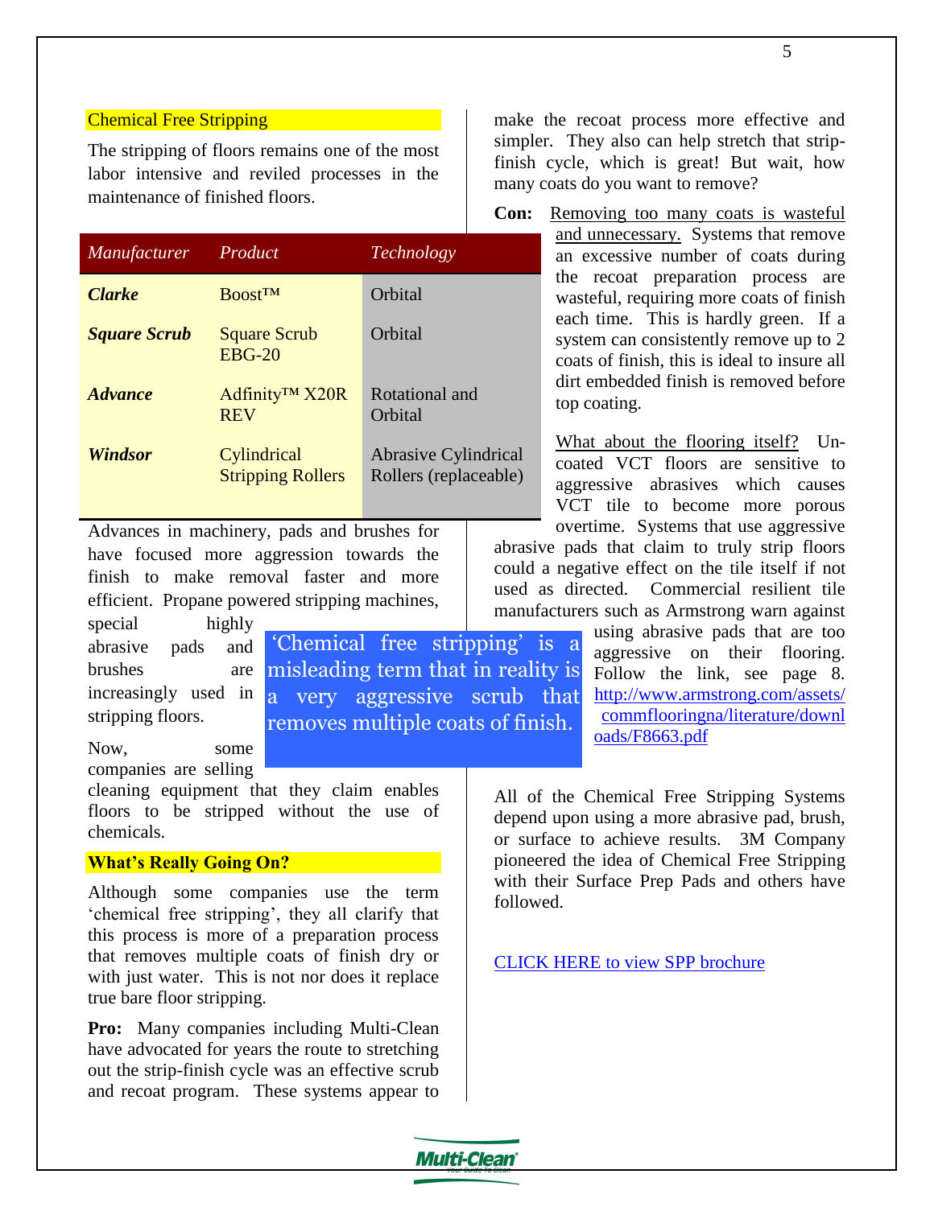## Chemical Free Stripping

The stripping of floors remains one of the most labor intensive and reviled processes in the maintenance of finished floors.

| *Manufacturer* | *Product* | *Technology* |
|---|---|---|
| ***Clarke*** | Boost™ | Orbital |
| ***Square Scrub*** | Square Scrub EBG-20 | Orbital |
| ***Advance*** | Adfinity™ X20R REV | Rotational and Orbital |
| ***Windsor*** | Cylindrical Stripping Rollers | Abrasive Cylindrical Rollers (replaceable) |

Advances in machinery, pads and brushes for have focused more aggression towards the finish to make removal faster and more efficient. Propane powered stripping machines, special highly abrasive pads and brushes are increasingly used in stripping floors.

> 'Chemical free stripping' is a misleading term that in reality is a very aggressive scrub that removes multiple coats of finish.

Now, some companies are selling cleaning equipment that they claim enables floors to be stripped without the use of chemicals.

## What's Really Going On?

Although some companies use the term 'chemical free stripping', they all clarify that this process is more of a preparation process that removes multiple coats of finish dry or with just water. This is not nor does it replace true bare floor stripping.

**Pro:** Many companies including Multi-Clean have advocated for years the route to stretching out the strip-finish cycle was an effective scrub and recoat program. These systems appear to make the recoat process more effective and simpler. They also can help stretch that strip-finish cycle, which is great! But wait, how many coats do you want to remove?

**Con:** Removing too many coats is wasteful and unnecessary. Systems that remove an excessive number of coats during the recoat preparation process are wasteful, requiring more coats of finish each time. This is hardly green. If a system can consistently remove up to 2 coats of finish, this is ideal to insure all dirt embedded finish is removed before top coating.

What about the flooring itself? Un-coated VCT floors are sensitive to aggressive abrasives which causes VCT tile to become more porous overtime. Systems that use aggressive abrasive pads that claim to truly strip floors could a negative effect on the tile itself if not used as directed. Commercial resilient tile manufacturers such as Armstrong warn against using abrasive pads that are too aggressive on their flooring. Follow the link, see page 8. http://www.armstrong.com/assets/commflooringna/literature/downloads/F8663.pdf

All of the Chemical Free Stripping Systems depend upon using a more abrasive pad, brush, or surface to achieve results. 3M Company pioneered the idea of Chemical Free Stripping with their Surface Prep Pads and others have followed.

CLICK HERE to view SPP brochure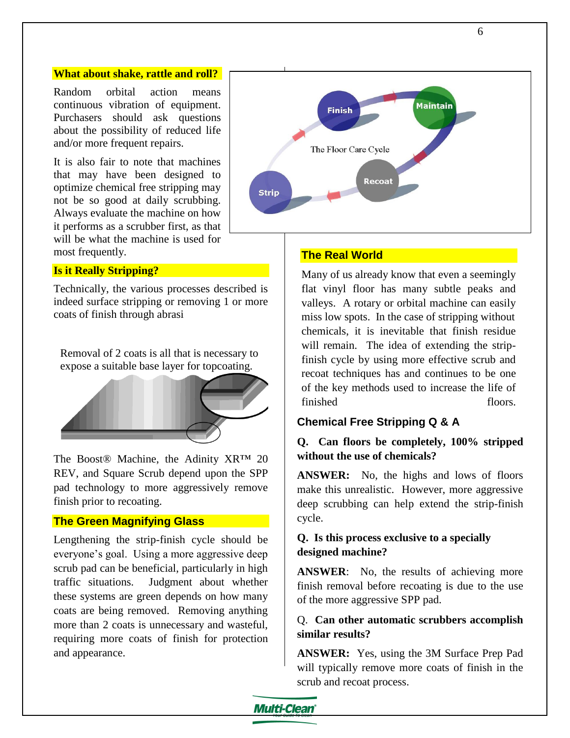## What about shake, rattle and roll?

Random orbital action means continuous vibration of equipment. Purchasers should ask questions about the possibility of reduced life and/or more frequent repairs.

It is also fair to note that machines that may have been designed to optimize chemical free stripping may not be so good at daily scrubbing. Always evaluate the machine on how it performs as a scrubber first, as that will be what the machine is used for most frequently.

## Is it Really Stripping?

Technically, the various processes described is indeed surface stripping or removing 1 or more coats of finish through abrasi

Removal of 2 coats is all that is necessary to expose a suitable base layer for topcoating.

The Boost® Machine, the Adinity XR™ 20 REV, and Square Scrub depend upon the SPP pad technology to more aggressively remove finish prior to recoating.

## The Green Magnifying Glass

Lengthening the strip-finish cycle should be everyone's goal. Using a more aggressive deep scrub pad can be beneficial, particularly in high traffic situations. Judgment about whether these systems are green depends on how many coats are being removed. Removing anything more than 2 coats is unnecessary and wasteful, requiring more coats of finish for protection and appearance.

The Floor Care Cycle: Finish → Maintain → Recoat → Strip

## The Real World

Many of us already know that even a seemingly flat vinyl floor has many subtle peaks and valleys. A rotary or orbital machine can easily miss low spots. In the case of stripping without chemicals, it is inevitable that finish residue will remain. The idea of extending the strip-finish cycle by using more effective scrub and recoat techniques has and continues to be one of the key methods used to increase the life of finished floors.

## Chemical Free Stripping Q & A

**Q. Can floors be completely, 100% stripped without the use of chemicals?**

**ANSWER:** No, the highs and lows of floors make this unrealistic. However, more aggressive deep scrubbing can help extend the strip-finish cycle.

**Q. Is this process exclusive to a specially designed machine?**

**ANSWER**: No, the results of achieving more finish removal before recoating is due to the use of the more aggressive SPP pad.

Q. **Can other automatic scrubbers accomplish similar results?**

**ANSWER:** Yes, using the 3M Surface Prep Pad will typically remove more coats of finish in the scrub and recoat process.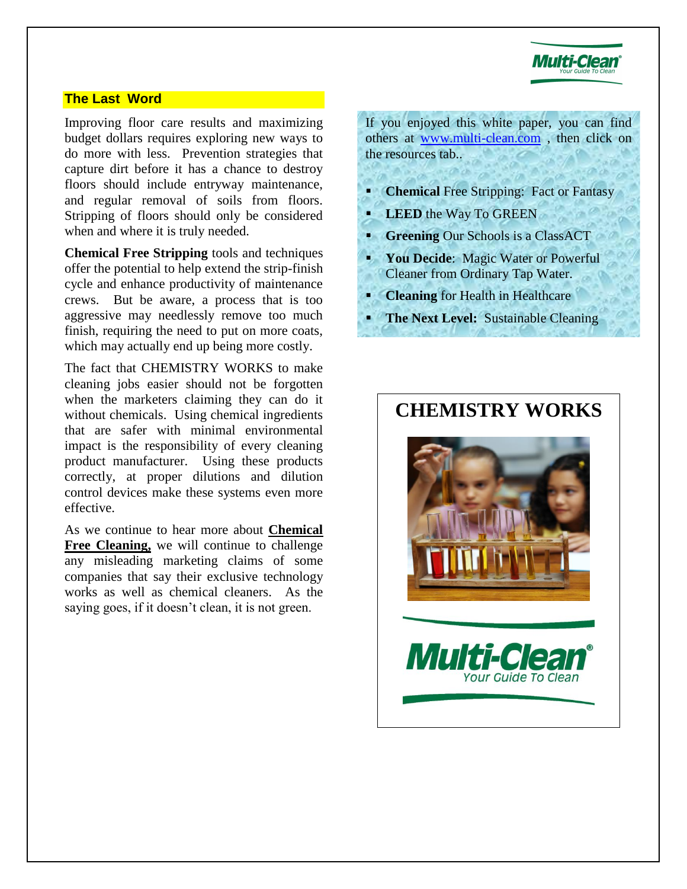## The Last Word

Improving floor care results and maximizing budget dollars requires exploring new ways to do more with less. Prevention strategies that capture dirt before it has a chance to destroy floors should include entryway maintenance, and regular removal of soils from floors. Stripping of floors should only be considered when and where it is truly needed.

**Chemical Free Stripping** tools and techniques offer the potential to help extend the strip-finish cycle and enhance productivity of maintenance crews. But be aware, a process that is too aggressive may needlessly remove too much finish, requiring the need to put on more coats, which may actually end up being more costly.

The fact that CHEMISTRY WORKS to make cleaning jobs easier should not be forgotten when the marketers claiming they can do it without chemicals. Using chemical ingredients that are safer with minimal environmental impact is the responsibility of every cleaning product manufacturer. Using these products correctly, at proper dilutions and dilution control devices make these systems even more effective.

As we continue to hear more about **Chemical Free Cleaning,** we will continue to challenge any misleading marketing claims of some companies that say their exclusive technology works as well as chemical cleaners. As the saying goes, if it doesn't clean, it is not green.

If you enjoyed this white paper, you can find others at www.multi-clean.com , then click on the resources tab..

- **Chemical** Free Stripping: Fact or Fantasy
- **LEED** the Way To GREEN
- **Greening** Our Schools is a ClassACT
- **You Decide**: Magic Water or Powerful Cleaner from Ordinary Tap Water.
- **Cleaning** for Health in Healthcare
- **The Next Level:** Sustainable Cleaning

**CHEMISTRY WORKS**

Multi-Clean® Your Guide To Clean